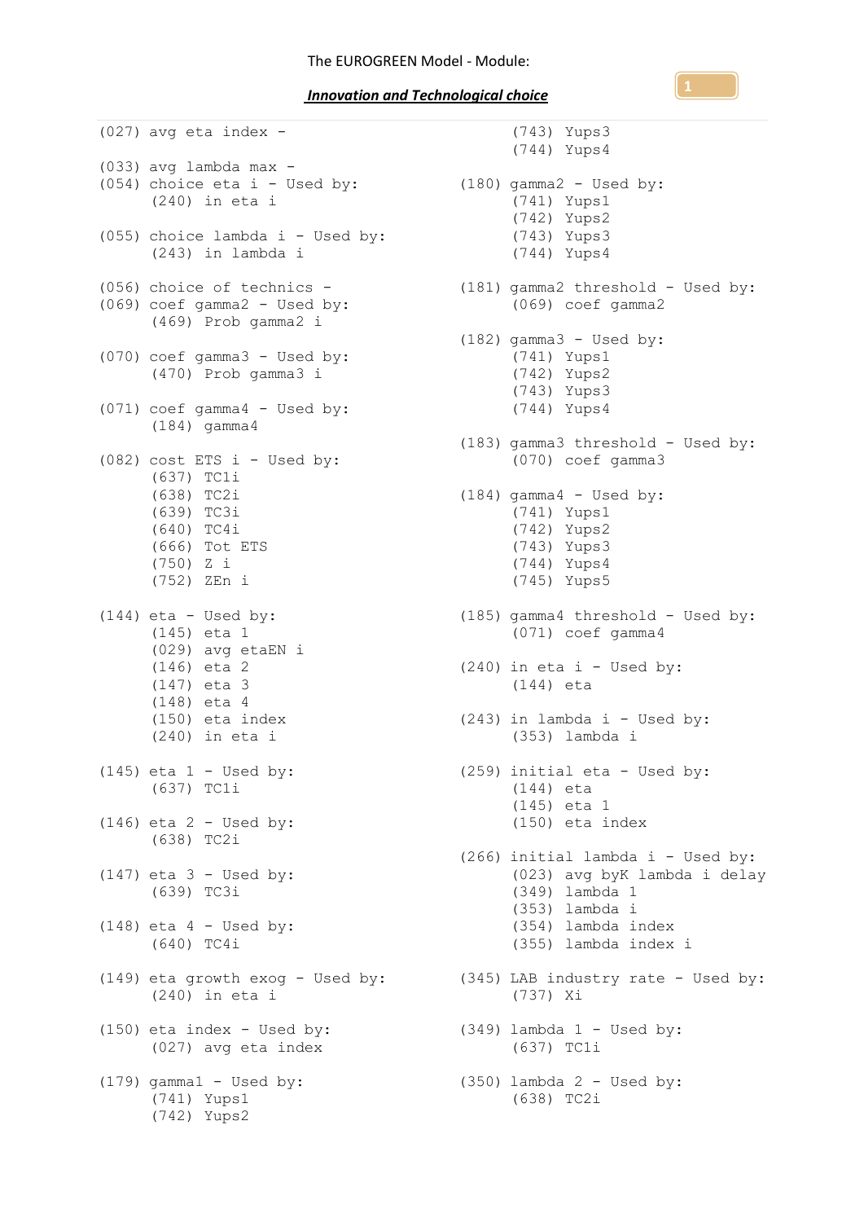The EUROGREEN Model - Module:

***Innovation and Technological choice***

```
(027) avg eta index -

(033) avg lambda max -
(054) choice eta i - Used by:
      (240) in eta i

(055) choice lambda i - Used by:
      (243) in lambda i

(056) choice of technics -
(069) coef gamma2 - Used by:
      (469) Prob gamma2 i

(070) coef gamma3 - Used by:
      (470) Prob gamma3 i

(071) coef gamma4 - Used by:
      (184) gamma4

(082) cost ETS i - Used by:
      (637) TC1i
      (638) TC2i
      (639) TC3i
      (640) TC4i
      (666) Tot ETS
      (750) Z i
      (752) ZEn i

(144) eta - Used by:
      (145) eta 1
      (029) avg etaEN i
      (146) eta 2
      (147) eta 3
      (148) eta 4
      (150) eta index
      (240) in eta i

(145) eta 1 - Used by:
      (637) TC1i

(146) eta 2 - Used by:
      (638) TC2i

(147) eta 3 - Used by:
      (639) TC3i

(148) eta 4 - Used by:
      (640) TC4i

(149) eta growth exog - Used by:
      (240) in eta i

(150) eta index - Used by:
      (027) avg eta index

(179) gamma1 - Used by:
      (741) Yups1
      (742) Yups2
      (743) Yups3
      (744) Yups4

(180) gamma2 - Used by:
      (741) Yups1
      (742) Yups2
      (743) Yups3
      (744) Yups4

(181) gamma2 threshold - Used by:
      (069) coef gamma2

(182) gamma3 - Used by:
      (741) Yups1
      (742) Yups2
      (743) Yups3
      (744) Yups4

(183) gamma3 threshold - Used by:
      (070) coef gamma3

(184) gamma4 - Used by:
      (741) Yups1
      (742) Yups2
      (743) Yups3
      (744) Yups4
      (745) Yups5

(185) gamma4 threshold - Used by:
      (071) coef gamma4

(240) in eta i - Used by:
      (144) eta

(243) in lambda i - Used by:
      (353) lambda i

(259) initial eta - Used by:
      (144) eta
      (145) eta 1
      (150) eta index

(266) initial lambda i - Used by:
      (023) avg byK lambda i delay
      (349) lambda 1
      (353) lambda i
      (354) lambda index
      (355) lambda index i

(345) LAB industry rate - Used by:
      (737) Xi

(349) lambda 1 - Used by:
      (637) TC1i

(350) lambda 2 - Used by:
      (638) TC2i
```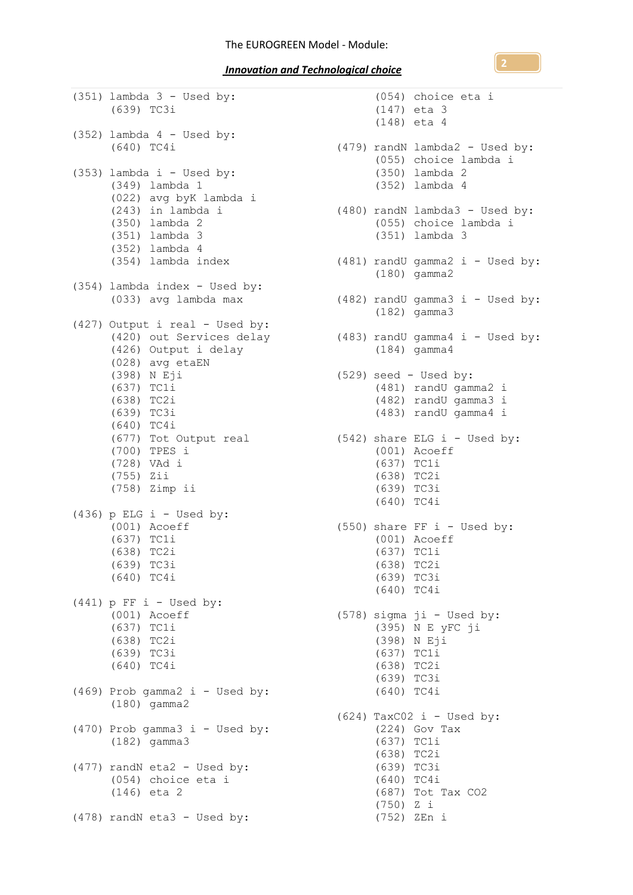```
(351) lambda 3 - Used by:
      (639) TC3i

(352) lambda 4 - Used by:
      (640) TC4i

(353) lambda i - Used by:
      (349) lambda 1
      (022) avg byK lambda i
      (243) in lambda i
      (350) lambda 2
      (351) lambda 3
      (352) lambda 4
      (354) lambda index

(354) lambda index - Used by:
      (033) avg lambda max

(427) Output i real - Used by:
      (420) out Services delay
      (426) Output i delay
      (028) avg etaEN
      (398) N Eji
      (637) TC1i
      (638) TC2i
      (639) TC3i
      (640) TC4i
      (677) Tot Output real
      (700) TPES i
      (728) VAd i
      (755) Zii
      (758) Zimp ii

(436) p ELG i - Used by:
      (001) Acoeff
      (637) TC1i
      (638) TC2i
      (639) TC3i
      (640) TC4i

(441) p FF i - Used by:
      (001) Acoeff
      (637) TC1i
      (638) TC2i
      (639) TC3i
      (640) TC4i

(469) Prob gamma2 i - Used by:
      (180) gamma2

(470) Prob gamma3 i - Used by:
      (182) gamma3

(477) randN eta2 - Used by:
      (054) choice eta i
      (146) eta 2

(478) randN eta3 - Used by:
      (054) choice eta i
      (147) eta 3
      (148) eta 4

(479) randN lambda2 - Used by:
      (055) choice lambda i
      (350) lambda 2
      (352) lambda 4

(480) randN lambda3 - Used by:
      (055) choice lambda i
      (351) lambda 3

(481) randU gamma2 i - Used by:
      (180) gamma2

(482) randU gamma3 i - Used by:
      (182) gamma3

(483) randU gamma4 i - Used by:
      (184) gamma4

(529) seed - Used by:
      (481) randU gamma2 i
      (482) randU gamma3 i
      (483) randU gamma4 i

(542) share ELG i - Used by:
      (001) Acoeff
      (637) TC1i
      (638) TC2i
      (639) TC3i
      (640) TC4i

(550) share FF i - Used by:
      (001) Acoeff
      (637) TC1i
      (638) TC2i
      (639) TC3i
      (640) TC4i

(578) sigma ji - Used by:
      (395) N E yFC ji
      (398) N Eji
      (637) TC1i
      (638) TC2i
      (639) TC3i
      (640) TC4i

(624) TaxC02 i - Used by:
      (224) Gov Tax
      (637) TC1i
      (638) TC2i
      (639) TC3i
      (640) TC4i
      (687) Tot Tax CO2
      (750) Z i
      (752) ZEn i
```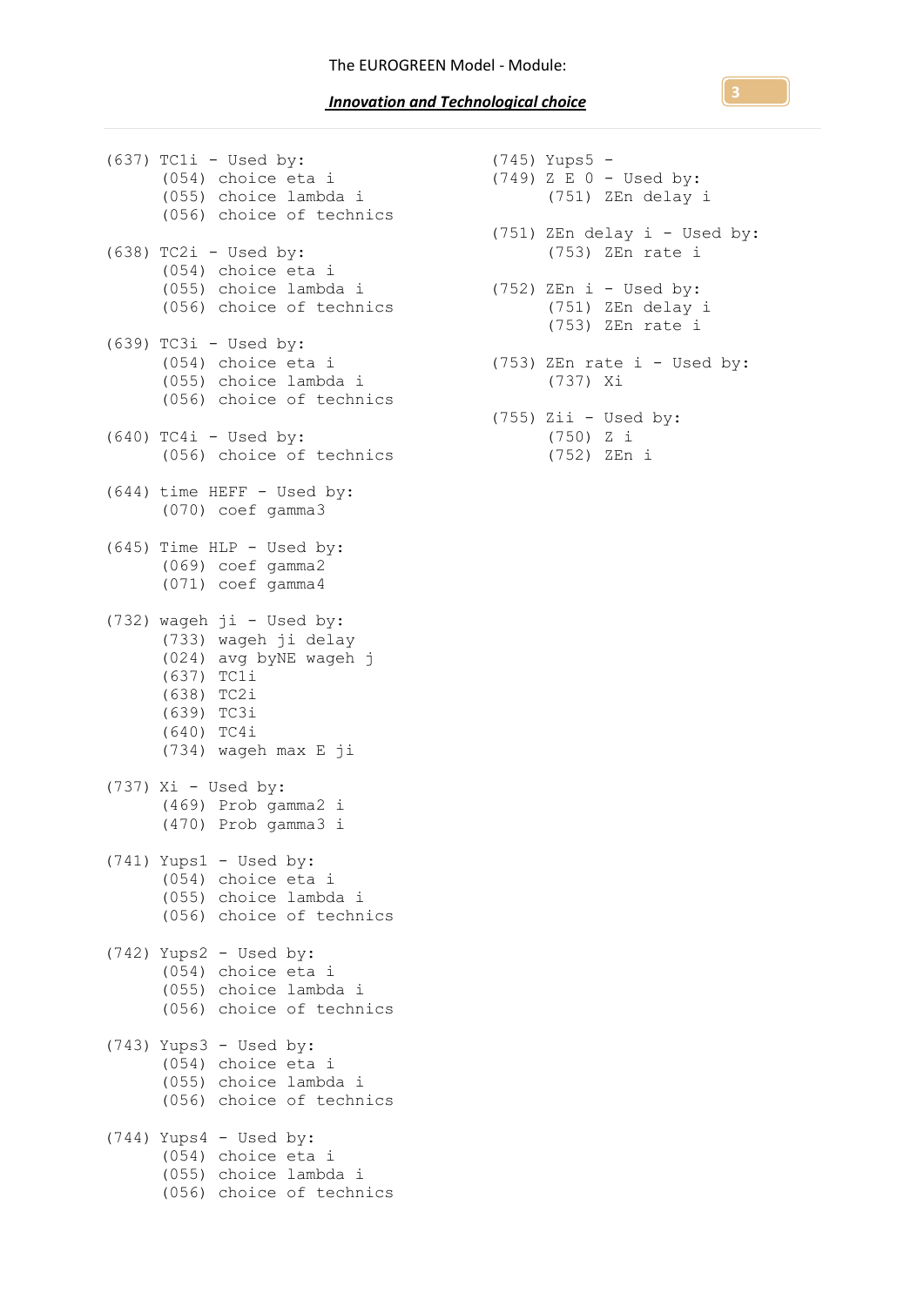```
(637) TC1i - Used by:
      (054) choice eta i
      (055) choice lambda i
      (056) choice of technics

(638) TC2i - Used by:
      (054) choice eta i
      (055) choice lambda i
      (056) choice of technics

(639) TC3i - Used by:
      (054) choice eta i
      (055) choice lambda i
      (056) choice of technics

(640) TC4i - Used by:
      (056) choice of technics

(644) time HEFF - Used by:
      (070) coef gamma3

(645) Time HLP - Used by:
      (069) coef gamma2
      (071) coef gamma4

(732) wageh ji - Used by:
      (733) wageh ji delay
      (024) avg byNE wageh j
      (637) TC1i
      (638) TC2i
      (639) TC3i
      (640) TC4i
      (734) wageh max E ji

(737) Xi - Used by:
      (469) Prob gamma2 i
      (470) Prob gamma3 i

(741) Yups1 - Used by:
      (054) choice eta i
      (055) choice lambda i
      (056) choice of technics

(742) Yups2 - Used by:
      (054) choice eta i
      (055) choice lambda i
      (056) choice of technics

(743) Yups3 - Used by:
      (054) choice eta i
      (055) choice lambda i
      (056) choice of technics

(744) Yups4 - Used by:
      (054) choice eta i
      (055) choice lambda i
      (056) choice of technics

(745) Yups5 -
(749) Z E 0 - Used by:
      (751) ZEn delay i

(751) ZEn delay i - Used by:
      (753) ZEn rate i

(752) ZEn i - Used by:
      (751) ZEn delay i
      (753) ZEn rate i

(753) ZEn rate i - Used by:
      (737) Xi

(755) Zii - Used by:
      (750) Z i
      (752) ZEn i
```